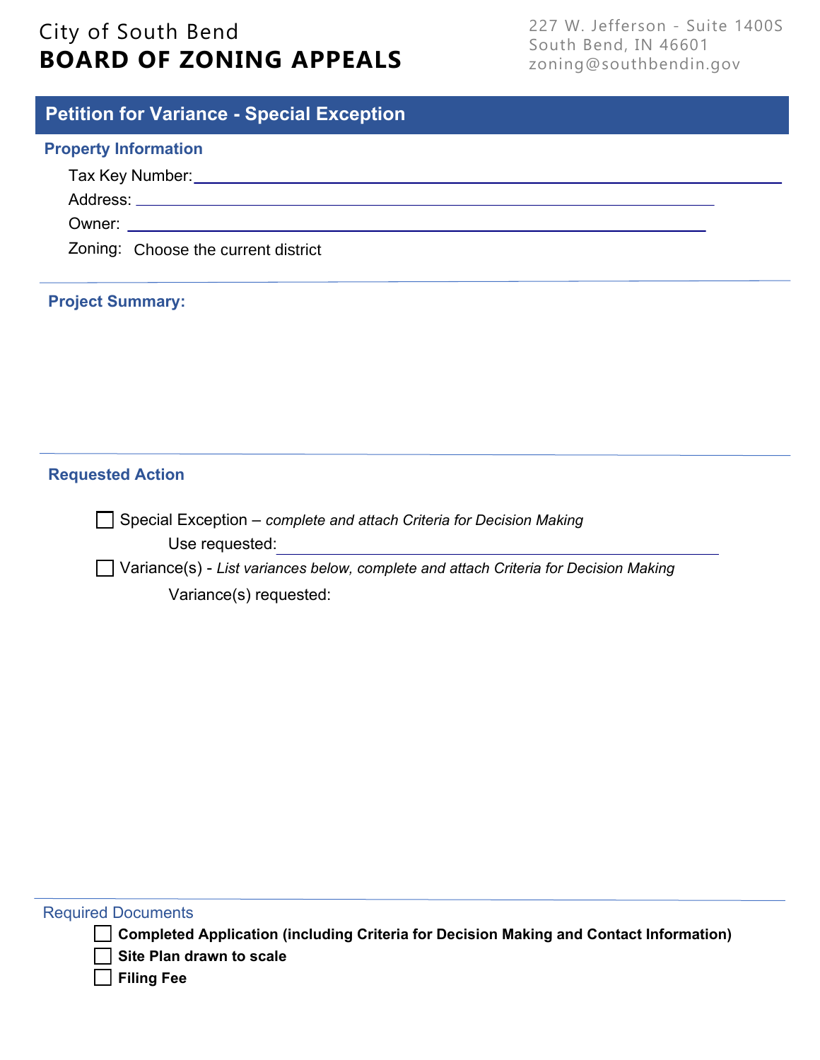City of South Bend

# BOARD OF ZONING APPEALS

227 W. Jefferson - Suite 1400S
South Bend, IN 46601
zoning@southbendin.gov

## Petition for Variance - Special Exception

### Property Information

Tax Key Number: ____________________

Address: ____________________

Owner: ____________________

Zoning: Choose the current district

### Project Summary:

### Requested Action

☐ Special Exception – *complete and attach Criteria for Decision Making*

Use requested: ____________________

☐ Variance(s) - *List variances below, complete and attach Criteria for Decision Making*

Variance(s) requested:

### Required Documents

☐ **Completed Application (including Criteria for Decision Making and Contact Information)**

☐ **Site Plan drawn to scale**

☐ **Filing Fee**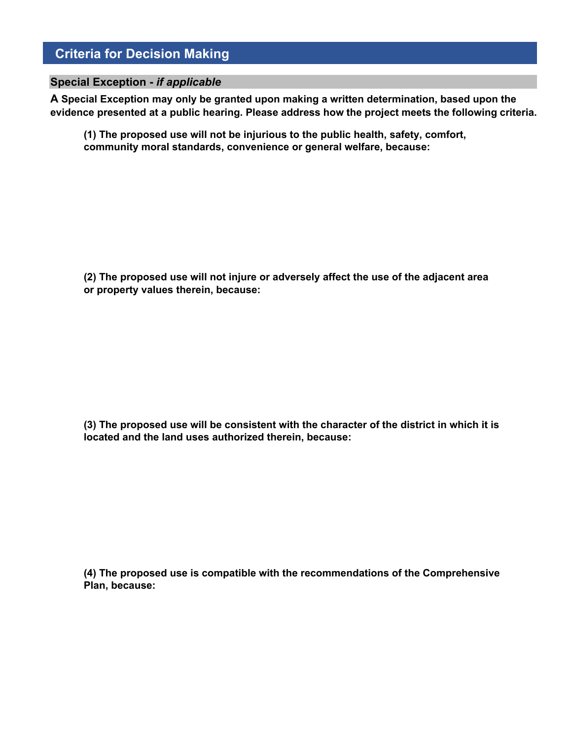## Criteria for Decision Making

### Special Exception - *if applicable*

**A Special Exception may only be granted upon making a written determination, based upon the evidence presented at a public hearing. Please address how the project meets the following criteria.**

**(1) The proposed use will not be injurious to the public health, safety, comfort, community moral standards, convenience or general welfare, because:**

**(2) The proposed use will not injure or adversely affect the use of the adjacent area or property values therein, because:**

**(3) The proposed use will be consistent with the character of the district in which it is located and the land uses authorized therein, because:**

**(4) The proposed use is compatible with the recommendations of the Comprehensive Plan, because:**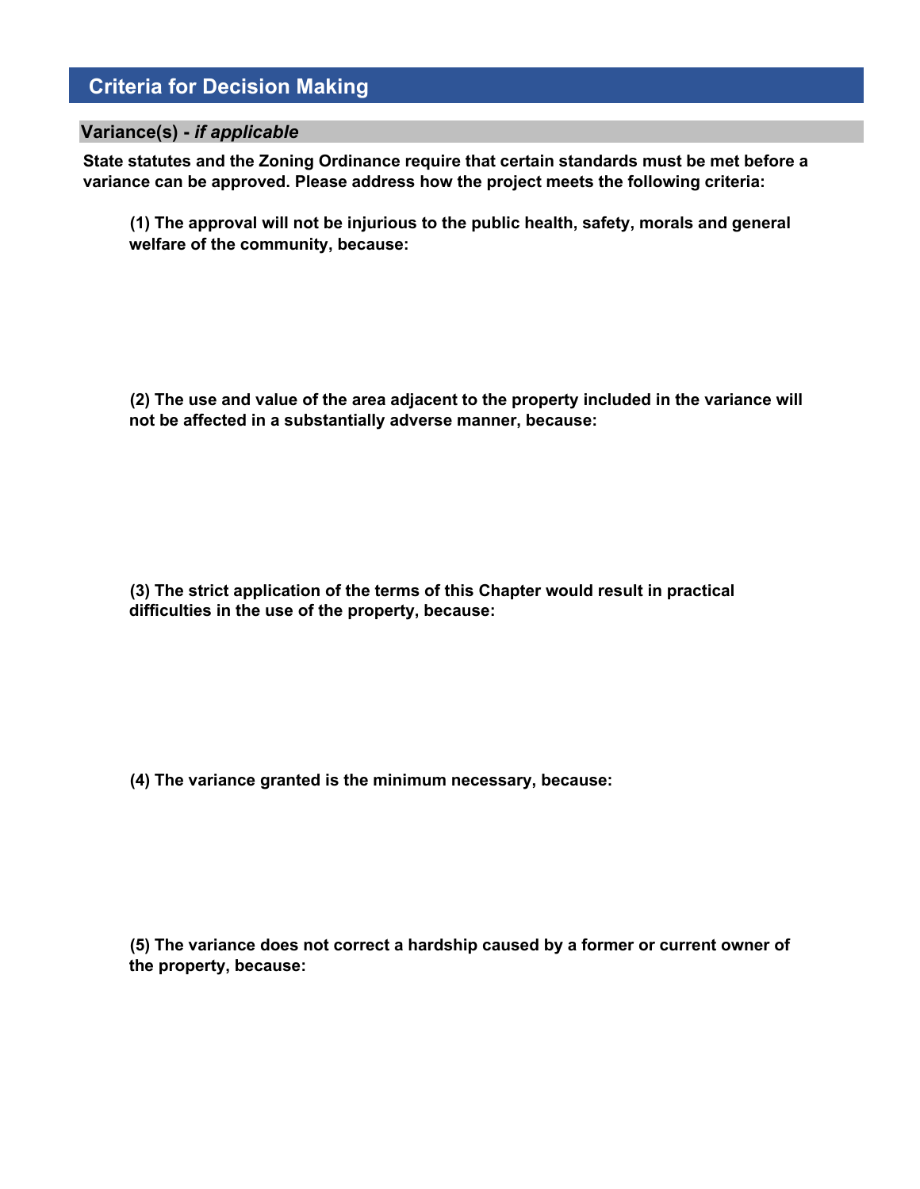## Criteria for Decision Making

### Variance(s) - *if applicable*

**State statutes and the Zoning Ordinance require that certain standards must be met before a variance can be approved. Please address how the project meets the following criteria:**

**(1) The approval will not be injurious to the public health, safety, morals and general welfare of the community, because:**

**(2) The use and value of the area adjacent to the property included in the variance will not be affected in a substantially adverse manner, because:**

**(3) The strict application of the terms of this Chapter would result in practical difficulties in the use of the property, because:**

**(4) The variance granted is the minimum necessary, because:**

**(5) The variance does not correct a hardship caused by a former or current owner of the property, because:**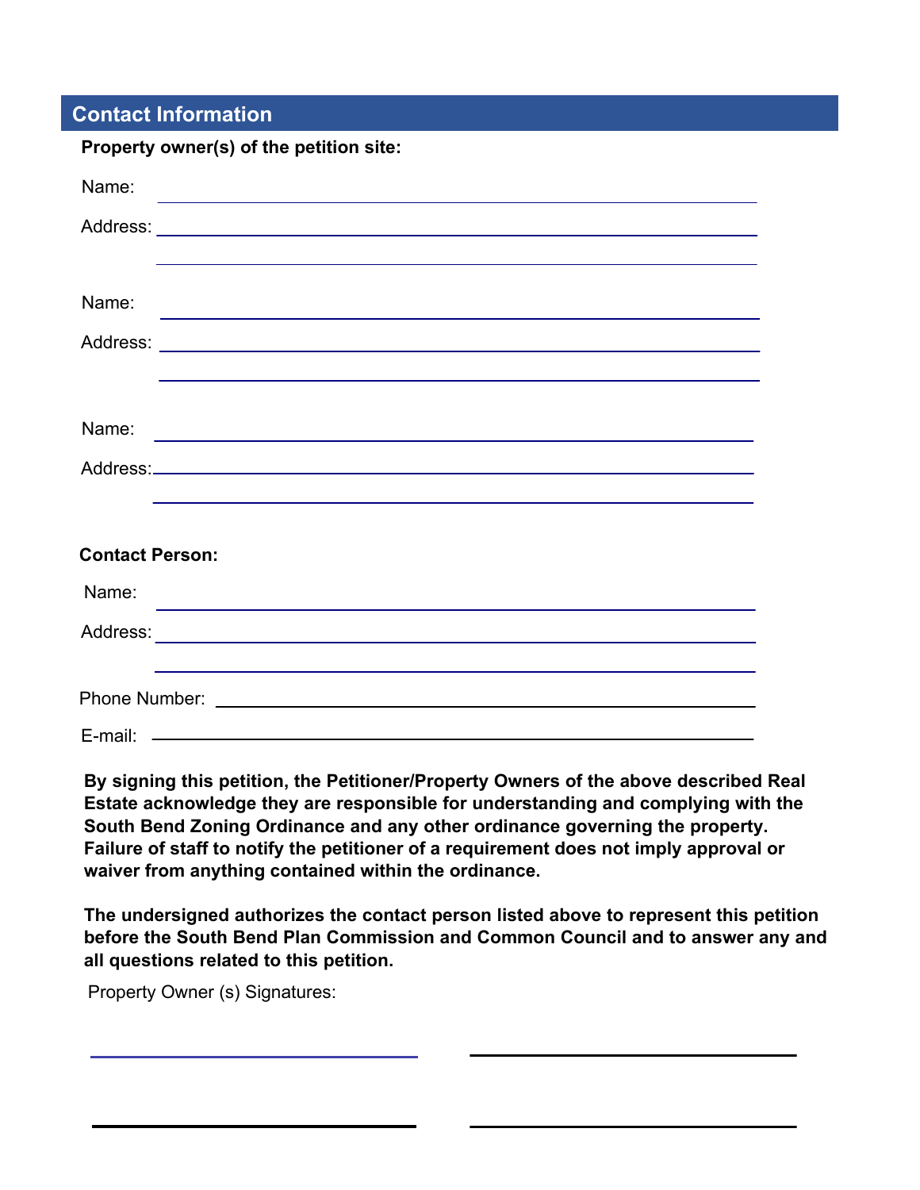## Contact Information

**Property owner(s) of the petition site:**

Name: ______________________________

Address: ______________________________

______________________________

Name: ______________________________

Address: ______________________________

______________________________

Name: ______________________________

Address: ______________________________

______________________________

**Contact Person:**

Name: ______________________________

Address: ______________________________

______________________________

Phone Number: ______________________________

E-mail: ______________________________

**By signing this petition, the Petitioner/Property Owners of the above described Real Estate acknowledge they are responsible for understanding and complying with the South Bend Zoning Ordinance and any other ordinance governing the property. Failure of staff to notify the petitioner of a requirement does not imply approval or waiver from anything contained within the ordinance.**

**The undersigned authorizes the contact person listed above to represent this petition before the South Bend Plan Commission and Common Council and to answer any and all questions related to this petition.**

Property Owner (s) Signatures:

______________________________ ______________________________

______________________________ ______________________________